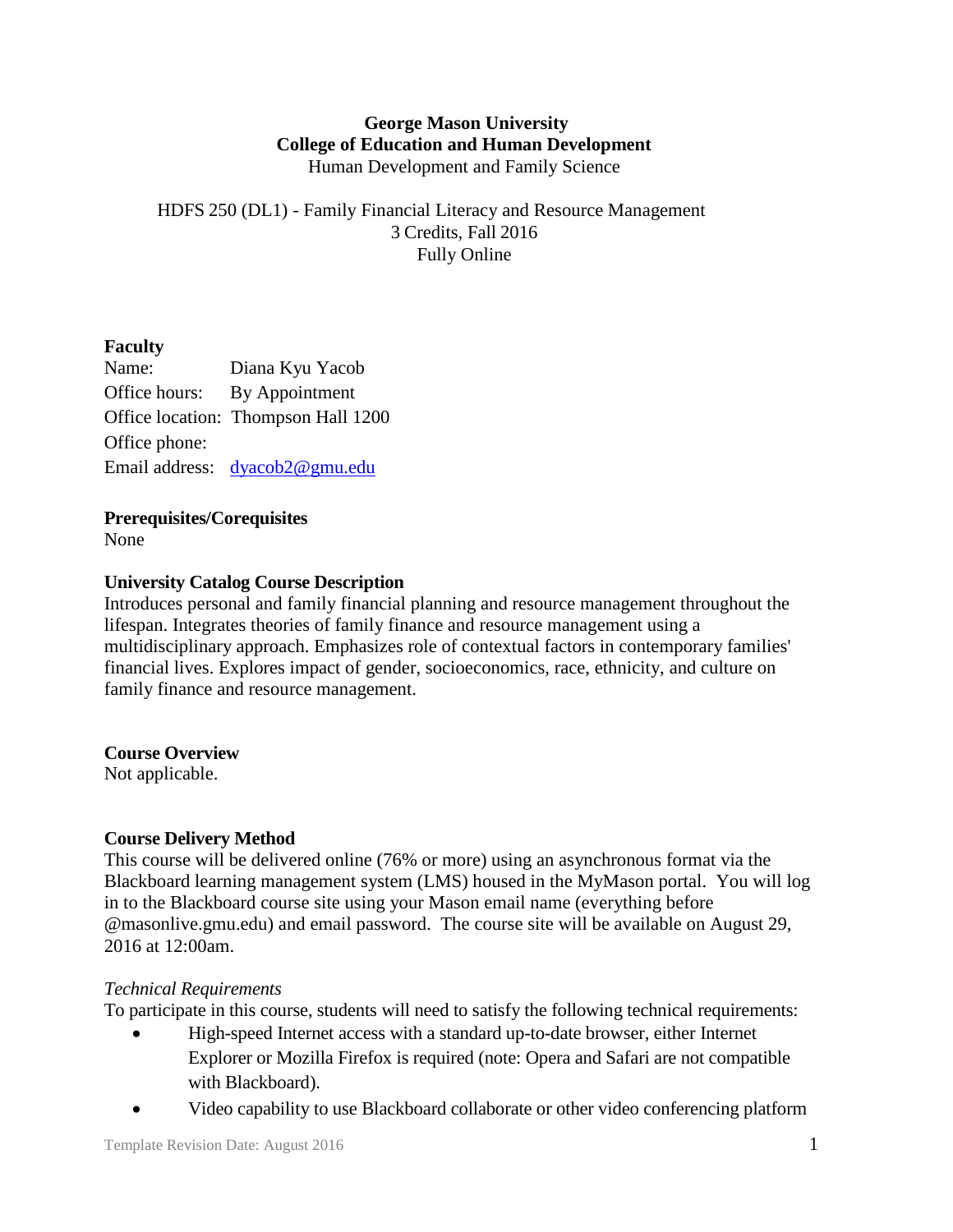**George Mason University**
**College of Education and Human Development**
Human Development and Family Science

HDFS 250 (DL1) - Family Financial Literacy and Resource Management
3 Credits, Fall 2016
Fully Online

**Faculty**
Name: Diana Kyu Yacob
Office hours: By Appointment
Office location: Thompson Hall 1200
Office phone:
Email address: dyacob2@gmu.edu

**Prerequisites/Corequisites**
None

**University Catalog Course Description**
Introduces personal and family financial planning and resource management throughout the lifespan. Integrates theories of family finance and resource management using a multidisciplinary approach. Emphasizes role of contextual factors in contemporary families' financial lives. Explores impact of gender, socioeconomics, race, ethnicity, and culture on family finance and resource management.

**Course Overview**
Not applicable.

**Course Delivery Method**
This course will be delivered online (76% or more) using an asynchronous format via the Blackboard learning management system (LMS) housed in the MyMason portal. You will log in to the Blackboard course site using your Mason email name (everything before @masonlive.gmu.edu) and email password. The course site will be available on August 29, 2016 at 12:00am.

*Technical Requirements*
To participate in this course, students will need to satisfy the following technical requirements:

- High-speed Internet access with a standard up-to-date browser, either Internet Explorer or Mozilla Firefox is required (note: Opera and Safari are not compatible with Blackboard).
- Video capability to use Blackboard collaborate or other video conferencing platform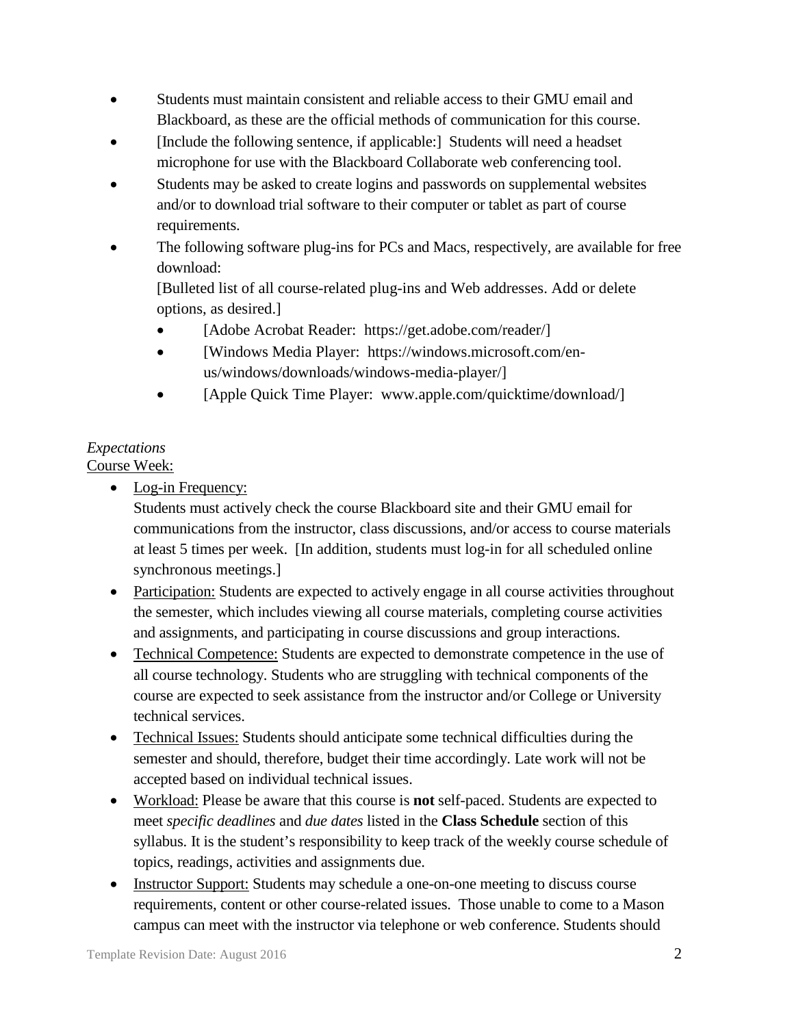- Students must maintain consistent and reliable access to their GMU email and Blackboard, as these are the official methods of communication for this course.
- [Include the following sentence, if applicable:] Students will need a headset microphone for use with the Blackboard Collaborate web conferencing tool.
- Students may be asked to create logins and passwords on supplemental websites and/or to download trial software to their computer or tablet as part of course requirements.
- The following software plug-ins for PCs and Macs, respectively, are available for free download:
  [Bulleted list of all course-related plug-ins and Web addresses. Add or delete options, as desired.]
  - [Adobe Acrobat Reader: https://get.adobe.com/reader/]
  - [Windows Media Player: https://windows.microsoft.com/en-us/windows/downloads/windows-media-player/]
  - [Apple Quick Time Player: www.apple.com/quicktime/download/]

*Expectations*

<u>Course Week:</u>

- <u>Log-in Frequency:</u>
  Students must actively check the course Blackboard site and their GMU email for communications from the instructor, class discussions, and/or access to course materials at least 5 times per week. [In addition, students must log-in for all scheduled online synchronous meetings.]
- <u>Participation:</u> Students are expected to actively engage in all course activities throughout the semester, which includes viewing all course materials, completing course activities and assignments, and participating in course discussions and group interactions.
- <u>Technical Competence:</u> Students are expected to demonstrate competence in the use of all course technology. Students who are struggling with technical components of the course are expected to seek assistance from the instructor and/or College or University technical services.
- <u>Technical Issues:</u> Students should anticipate some technical difficulties during the semester and should, therefore, budget their time accordingly. Late work will not be accepted based on individual technical issues.
- <u>Workload:</u> Please be aware that this course is **not** self-paced. Students are expected to meet *specific deadlines* and *due dates* listed in the **Class Schedule** section of this syllabus. It is the student's responsibility to keep track of the weekly course schedule of topics, readings, activities and assignments due.
- <u>Instructor Support:</u> Students may schedule a one-on-one meeting to discuss course requirements, content or other course-related issues. Those unable to come to a Mason campus can meet with the instructor via telephone or web conference. Students should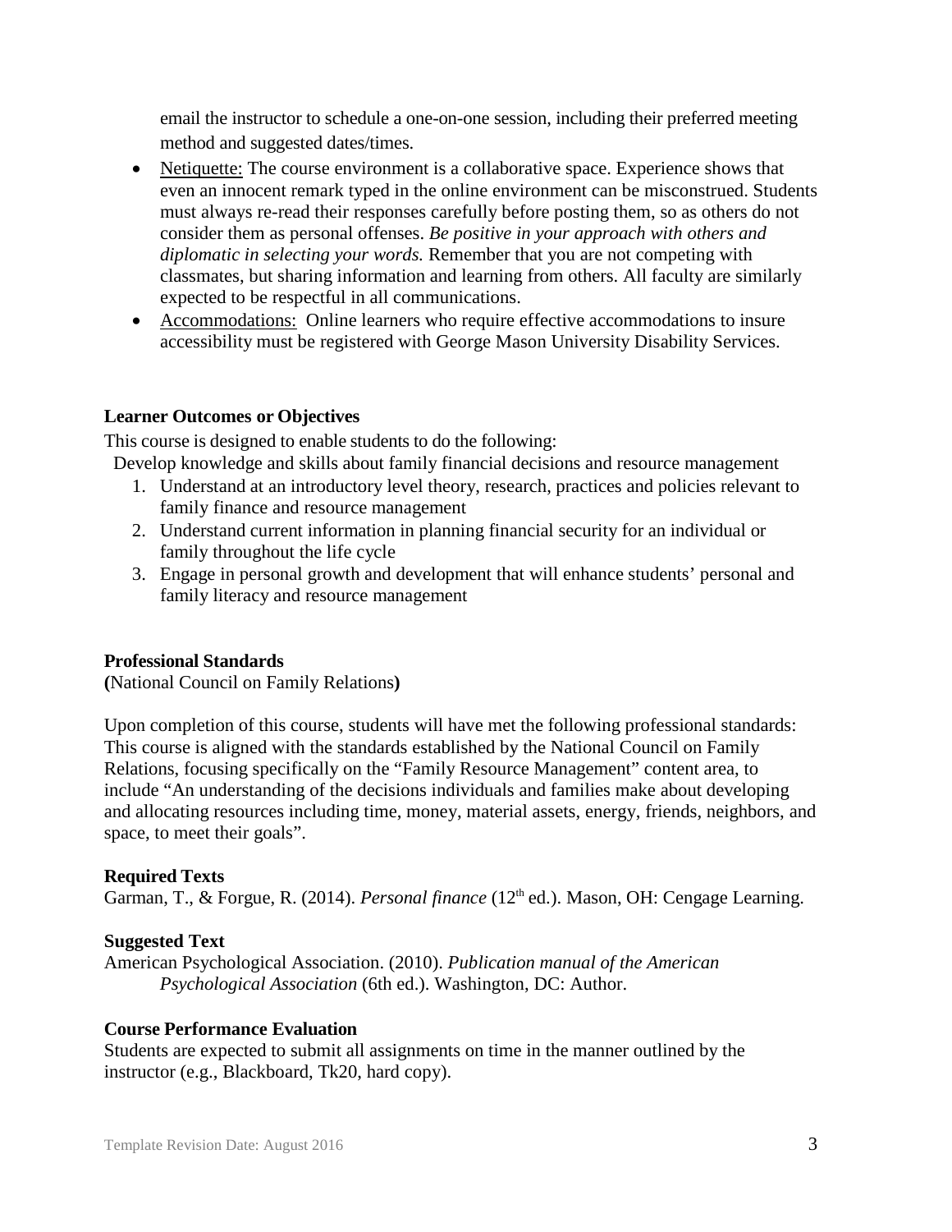email the instructor to schedule a one-on-one session, including their preferred meeting method and suggested dates/times.

- Netiquette: The course environment is a collaborative space. Experience shows that even an innocent remark typed in the online environment can be misconstrued. Students must always re-read their responses carefully before posting them, so as others do not consider them as personal offenses. *Be positive in your approach with others and diplomatic in selecting your words.* Remember that you are not competing with classmates, but sharing information and learning from others. All faculty are similarly expected to be respectful in all communications.
- Accommodations: Online learners who require effective accommodations to insure accessibility must be registered with George Mason University Disability Services.

**Learner Outcomes or Objectives**

This course is designed to enable students to do the following:

Develop knowledge and skills about family financial decisions and resource management

1. Understand at an introductory level theory, research, practices and policies relevant to family finance and resource management
2. Understand current information in planning financial security for an individual or family throughout the life cycle
3. Engage in personal growth and development that will enhance students' personal and family literacy and resource management

**Professional Standards**
**(**National Council on Family Relations**)**

Upon completion of this course, students will have met the following professional standards: This course is aligned with the standards established by the National Council on Family Relations, focusing specifically on the "Family Resource Management" content area, to include "An understanding of the decisions individuals and families make about developing and allocating resources including time, money, material assets, energy, friends, neighbors, and space, to meet their goals".

**Required Texts**

Garman, T., & Forgue, R. (2014). *Personal finance* (12th ed.). Mason, OH: Cengage Learning.

**Suggested Text**

American Psychological Association. (2010). *Publication manual of the American Psychological Association* (6th ed.). Washington, DC: Author.

**Course Performance Evaluation**

Students are expected to submit all assignments on time in the manner outlined by the instructor (e.g., Blackboard, Tk20, hard copy).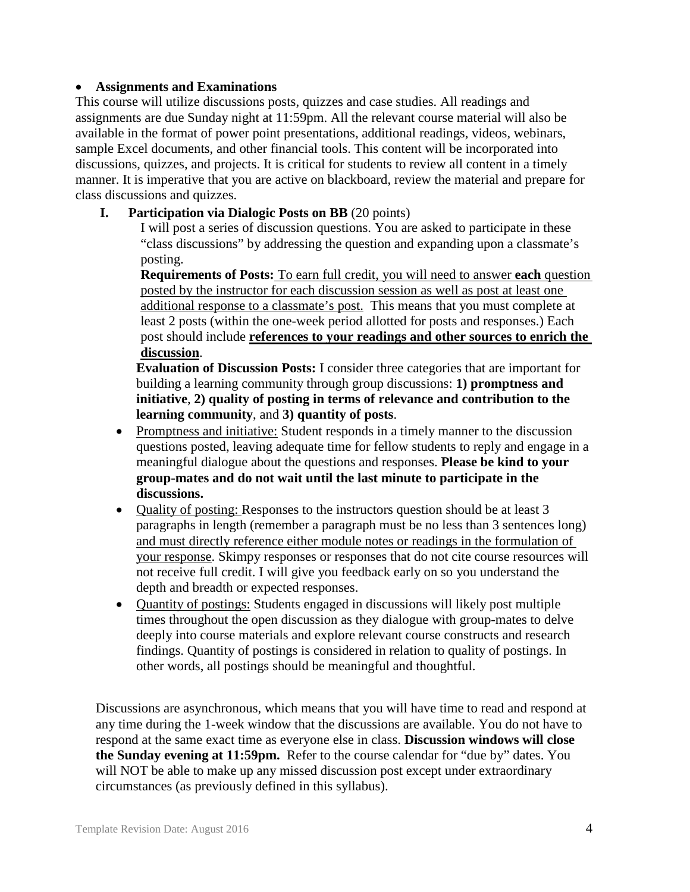- **Assignments and Examinations**

This course will utilize discussions posts, quizzes and case studies. All readings and assignments are due Sunday night at 11:59pm. All the relevant course material will also be available in the format of power point presentations, additional readings, videos, webinars, sample Excel documents, and other financial tools. This content will be incorporated into discussions, quizzes, and projects. It is critical for students to review all content in a timely manner. It is imperative that you are active on blackboard, review the material and prepare for class discussions and quizzes.

**I. Participation via Dialogic Posts on BB** (20 points)

I will post a series of discussion questions. You are asked to participate in these "class discussions" by addressing the question and expanding upon a classmate's posting.

**Requirements of Posts:** To earn full credit, you will need to answer **each** question posted by the instructor for each discussion session as well as post at least one additional response to a classmate's post. This means that you must complete at least 2 posts (within the one-week period allotted for posts and responses.) Each post should include **references to your readings and other sources to enrich the discussion**.

**Evaluation of Discussion Posts:** I consider three categories that are important for building a learning community through group discussions: **1) promptness and initiative**, **2) quality of posting in terms of relevance and contribution to the learning community**, and **3) quantity of posts**.

- Promptness and initiative: Student responds in a timely manner to the discussion questions posted, leaving adequate time for fellow students to reply and engage in a meaningful dialogue about the questions and responses. **Please be kind to your group-mates and do not wait until the last minute to participate in the discussions.**
- Quality of posting: Responses to the instructors question should be at least 3 paragraphs in length (remember a paragraph must be no less than 3 sentences long) and must directly reference either module notes or readings in the formulation of your response. Skimpy responses or responses that do not cite course resources will not receive full credit. I will give you feedback early on so you understand the depth and breadth or expected responses.
- Quantity of postings: Students engaged in discussions will likely post multiple times throughout the open discussion as they dialogue with group-mates to delve deeply into course materials and explore relevant course constructs and research findings. Quantity of postings is considered in relation to quality of postings. In other words, all postings should be meaningful and thoughtful.

Discussions are asynchronous, which means that you will have time to read and respond at any time during the 1-week window that the discussions are available. You do not have to respond at the same exact time as everyone else in class. **Discussion windows will close the Sunday evening at 11:59pm.** Refer to the course calendar for "due by" dates. You will NOT be able to make up any missed discussion post except under extraordinary circumstances (as previously defined in this syllabus).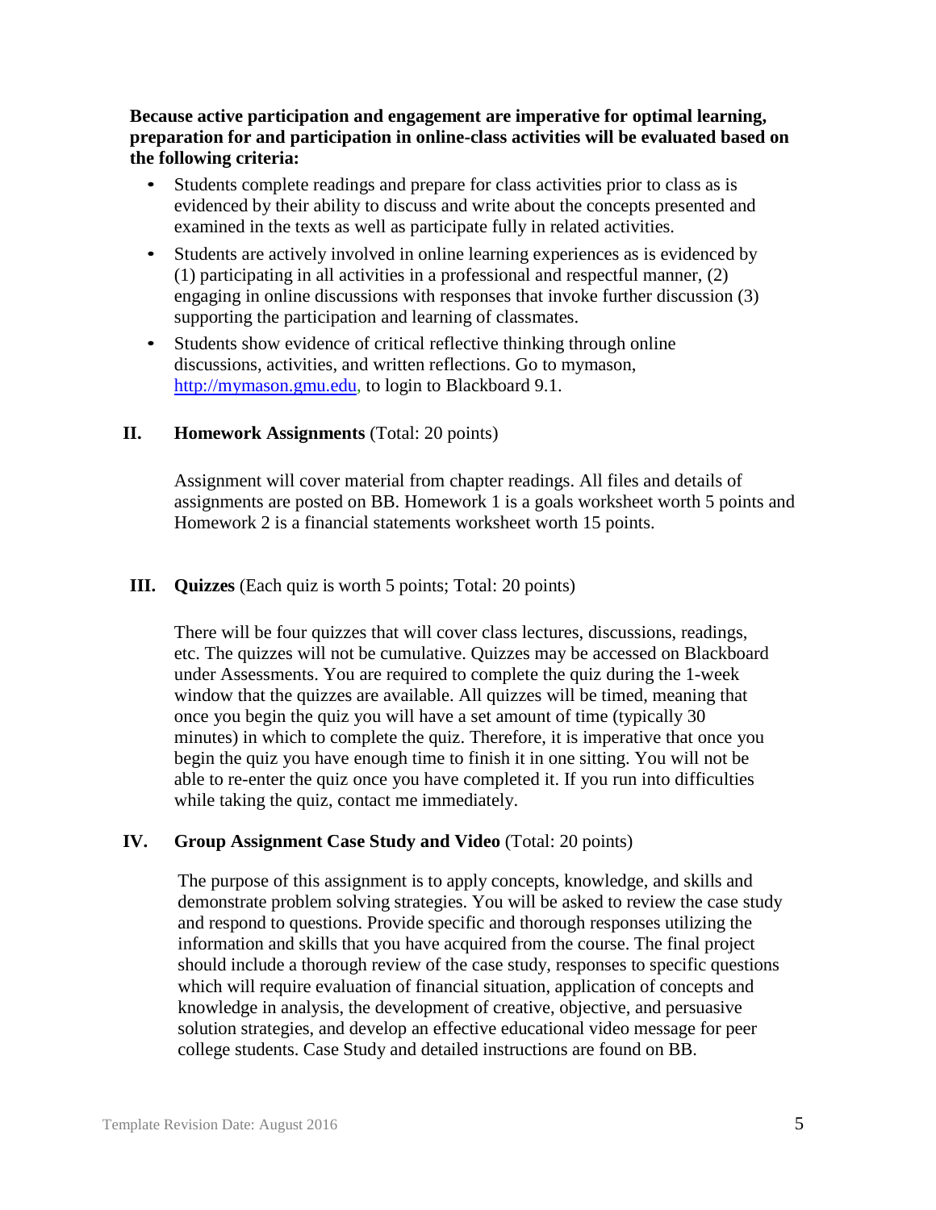**Because active participation and engagement are imperative for optimal learning, preparation for and participation in online-class activities will be evaluated based on the following criteria:**

- Students complete readings and prepare for class activities prior to class as is evidenced by their ability to discuss and write about the concepts presented and examined in the texts as well as participate fully in related activities.
- Students are actively involved in online learning experiences as is evidenced by (1) participating in all activities in a professional and respectful manner, (2) engaging in online discussions with responses that invoke further discussion (3) supporting the participation and learning of classmates.
- Students show evidence of critical reflective thinking through online discussions, activities, and written reflections. Go to mymason, http://mymason.gmu.edu, to login to Blackboard 9.1.

**II. Homework Assignments** (Total: 20 points)

Assignment will cover material from chapter readings. All files and details of assignments are posted on BB. Homework 1 is a goals worksheet worth 5 points and Homework 2 is a financial statements worksheet worth 15 points.

**III. Quizzes** (Each quiz is worth 5 points; Total: 20 points)

There will be four quizzes that will cover class lectures, discussions, readings, etc. The quizzes will not be cumulative. Quizzes may be accessed on Blackboard under Assessments. You are required to complete the quiz during the 1-week window that the quizzes are available. All quizzes will be timed, meaning that once you begin the quiz you will have a set amount of time (typically 30 minutes) in which to complete the quiz. Therefore, it is imperative that once you begin the quiz you have enough time to finish it in one sitting. You will not be able to re-enter the quiz once you have completed it. If you run into difficulties while taking the quiz, contact me immediately.

**IV. Group Assignment Case Study and Video** (Total: 20 points)

The purpose of this assignment is to apply concepts, knowledge, and skills and demonstrate problem solving strategies. You will be asked to review the case study and respond to questions. Provide specific and thorough responses utilizing the information and skills that you have acquired from the course. The final project should include a thorough review of the case study, responses to specific questions which will require evaluation of financial situation, application of concepts and knowledge in analysis, the development of creative, objective, and persuasive solution strategies, and develop an effective educational video message for peer college students. Case Study and detailed instructions are found on BB.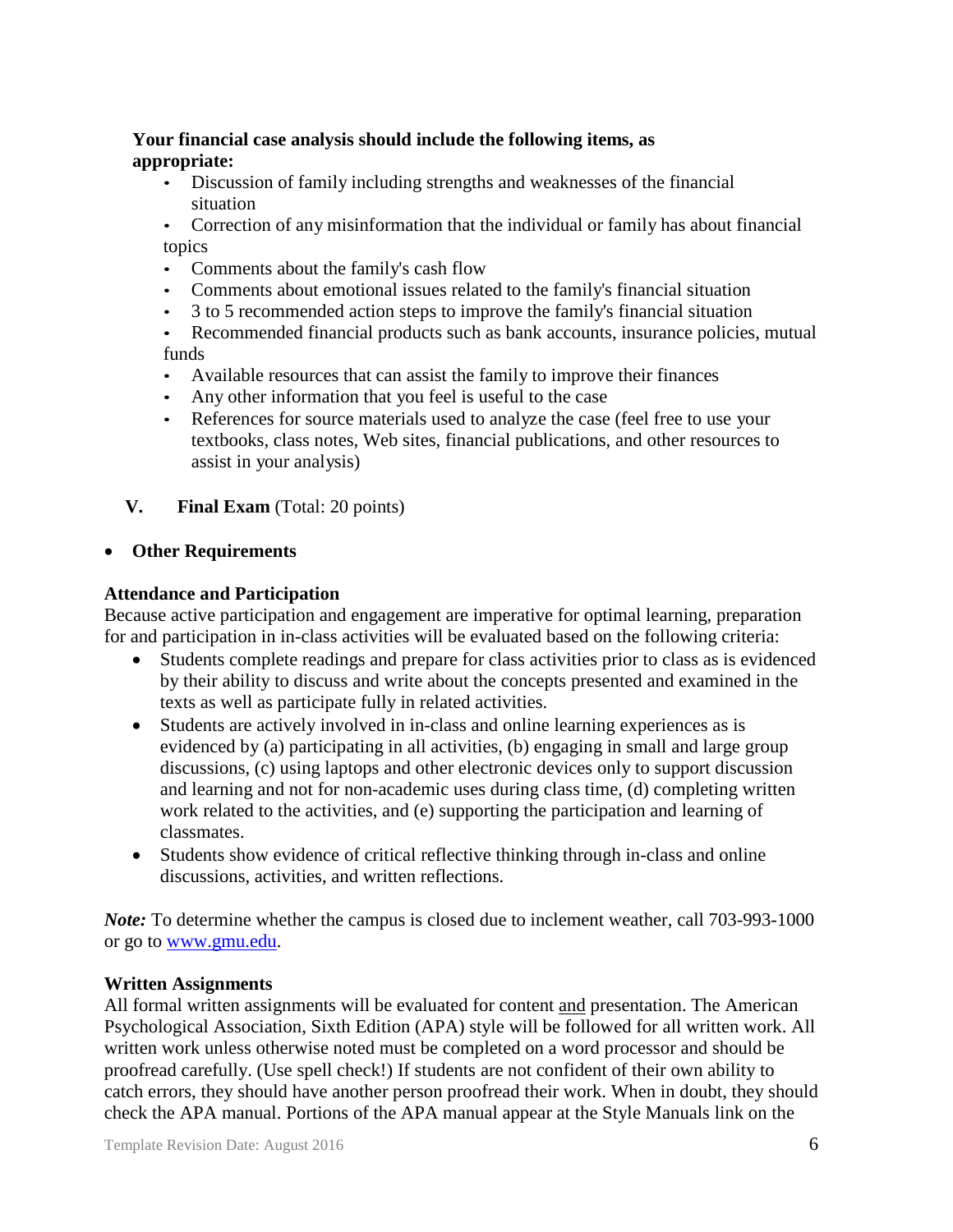**Your financial case analysis should include the following items, as appropriate:**

- Discussion of family including strengths and weaknesses of the financial situation
- Correction of any misinformation that the individual or family has about financial topics
- Comments about the family's cash flow
- Comments about emotional issues related to the family's financial situation
- 3 to 5 recommended action steps to improve the family's financial situation
- Recommended financial products such as bank accounts, insurance policies, mutual funds
- Available resources that can assist the family to improve their finances
- Any other information that you feel is useful to the case
- References for source materials used to analyze the case (feel free to use your textbooks, class notes, Web sites, financial publications, and other resources to assist in your analysis)

**V. Final Exam** (Total: 20 points)

- **Other Requirements**

**Attendance and Participation**

Because active participation and engagement are imperative for optimal learning, preparation for and participation in in-class activities will be evaluated based on the following criteria:

- Students complete readings and prepare for class activities prior to class as is evidenced by their ability to discuss and write about the concepts presented and examined in the texts as well as participate fully in related activities.
- Students are actively involved in in-class and online learning experiences as is evidenced by (a) participating in all activities, (b) engaging in small and large group discussions, (c) using laptops and other electronic devices only to support discussion and learning and not for non-academic uses during class time, (d) completing written work related to the activities, and (e) supporting the participation and learning of classmates.
- Students show evidence of critical reflective thinking through in-class and online discussions, activities, and written reflections.

***Note:*** To determine whether the campus is closed due to inclement weather, call 703-993-1000 or go to www.gmu.edu.

**Written Assignments**

All formal written assignments will be evaluated for content and presentation. The American Psychological Association, Sixth Edition (APA) style will be followed for all written work. All written work unless otherwise noted must be completed on a word processor and should be proofread carefully. (Use spell check!) If students are not confident of their own ability to catch errors, they should have another person proofread their work. When in doubt, they should check the APA manual. Portions of the APA manual appear at the Style Manuals link on the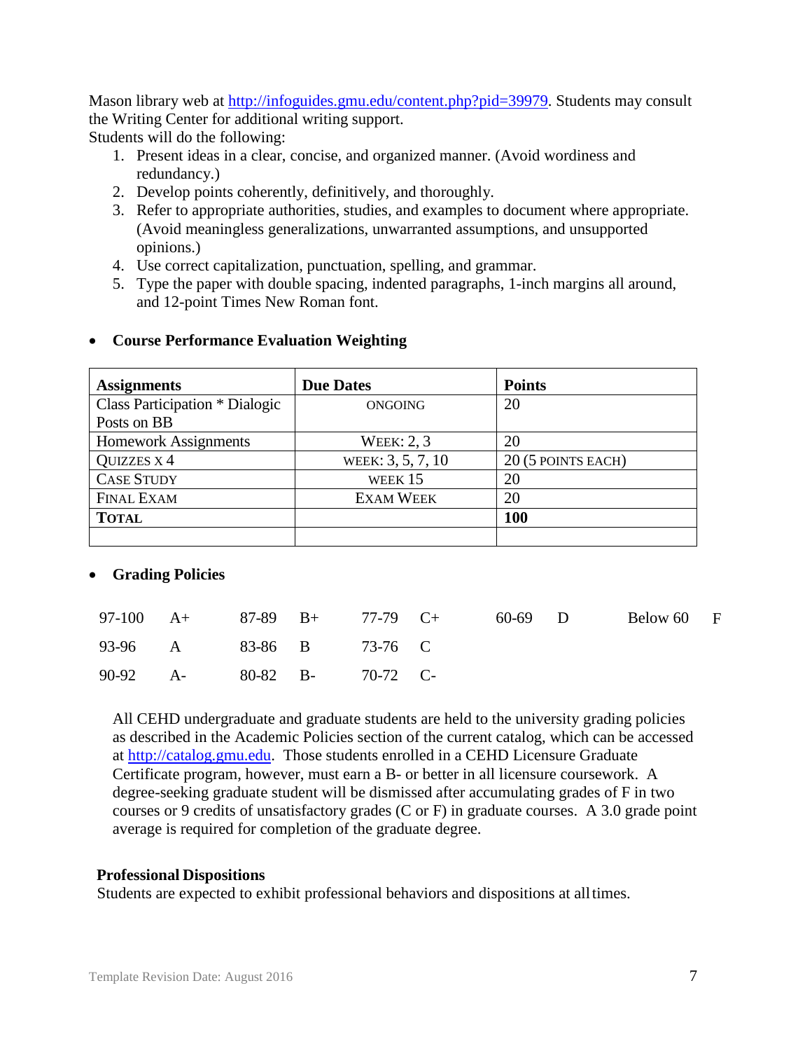Mason library web at http://infoguides.gmu.edu/content.php?pid=39979. Students may consult the Writing Center for additional writing support.

Students will do the following:

1. Present ideas in a clear, concise, and organized manner. (Avoid wordiness and redundancy.)
2. Develop points coherently, definitively, and thoroughly.
3. Refer to appropriate authorities, studies, and examples to document where appropriate. (Avoid meaningless generalizations, unwarranted assumptions, and unsupported opinions.)
4. Use correct capitalization, punctuation, spelling, and grammar.
5. Type the paper with double spacing, indented paragraphs, 1-inch margins all around, and 12-point Times New Roman font.

- **Course Performance Evaluation Weighting**

| **Assignments** | **Due Dates** | **Points** |
|---|---|---|
| Class Participation * Dialogic Posts on BB | ONGOING | 20 |
| Homework Assignments | WEEK: 2, 3 | 20 |
| QUIZZES X 4 | WEEK: 3, 5, 7, 10 | 20 (5 POINTS EACH) |
| CASE STUDY | WEEK 15 | 20 |
| FINAL EXAM | EXAM WEEK | 20 |
| **TOTAL** | | **100** |
| | | |

- **Grading Policies**

| | | | | | | | | | |
|---|---|---|---|---|---|---|---|---|---|
| 97-100 | A+ | 87-89 | B+ | 77-79 | C+ | 60-69 | D | Below 60 | F |
| 93-96 | A | 83-86 | B | 73-76 | C | | | | |
| 90-92 | A- | 80-82 | B- | 70-72 | C- | | | | |

All CEHD undergraduate and graduate students are held to the university grading policies as described in the Academic Policies section of the current catalog, which can be accessed at http://catalog.gmu.edu. Those students enrolled in a CEHD Licensure Graduate Certificate program, however, must earn a B- or better in all licensure coursework. A degree-seeking graduate student will be dismissed after accumulating grades of F in two courses or 9 credits of unsatisfactory grades (C or F) in graduate courses. A 3.0 grade point average is required for completion of the graduate degree.

**Professional Dispositions**

Students are expected to exhibit professional behaviors and dispositions at all times.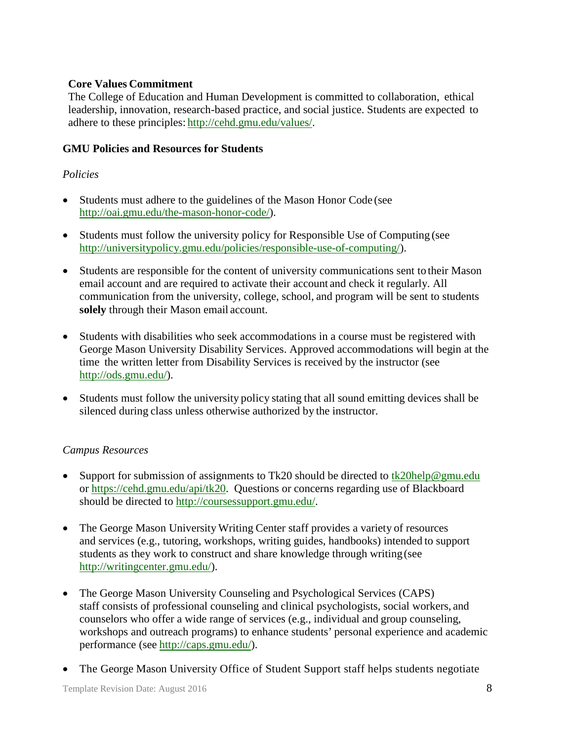**Core Values Commitment**

The College of Education and Human Development is committed to collaboration, ethical leadership, innovation, research-based practice, and social justice. Students are expected to adhere to these principles: http://cehd.gmu.edu/values/.

**GMU Policies and Resources for Students**

*Policies*

- Students must adhere to the guidelines of the Mason Honor Code (see http://oai.gmu.edu/the-mason-honor-code/).

- Students must follow the university policy for Responsible Use of Computing (see http://universitypolicy.gmu.edu/policies/responsible-use-of-computing/).

- Students are responsible for the content of university communications sent to their Mason email account and are required to activate their account and check it regularly. All communication from the university, college, school, and program will be sent to students **solely** through their Mason email account.

- Students with disabilities who seek accommodations in a course must be registered with George Mason University Disability Services. Approved accommodations will begin at the time the written letter from Disability Services is received by the instructor (see http://ods.gmu.edu/).

- Students must follow the university policy stating that all sound emitting devices shall be silenced during class unless otherwise authorized by the instructor.

*Campus Resources*

- Support for submission of assignments to Tk20 should be directed to tk20help@gmu.edu or https://cehd.gmu.edu/api/tk20. Questions or concerns regarding use of Blackboard should be directed to http://coursessupport.gmu.edu/.

- The George Mason University Writing Center staff provides a variety of resources and services (e.g., tutoring, workshops, writing guides, handbooks) intended to support students as they work to construct and share knowledge through writing (see http://writingcenter.gmu.edu/).

- The George Mason University Counseling and Psychological Services (CAPS) staff consists of professional counseling and clinical psychologists, social workers, and counselors who offer a wide range of services (e.g., individual and group counseling, workshops and outreach programs) to enhance students' personal experience and academic performance (see http://caps.gmu.edu/).

- The George Mason University Office of Student Support staff helps students negotiate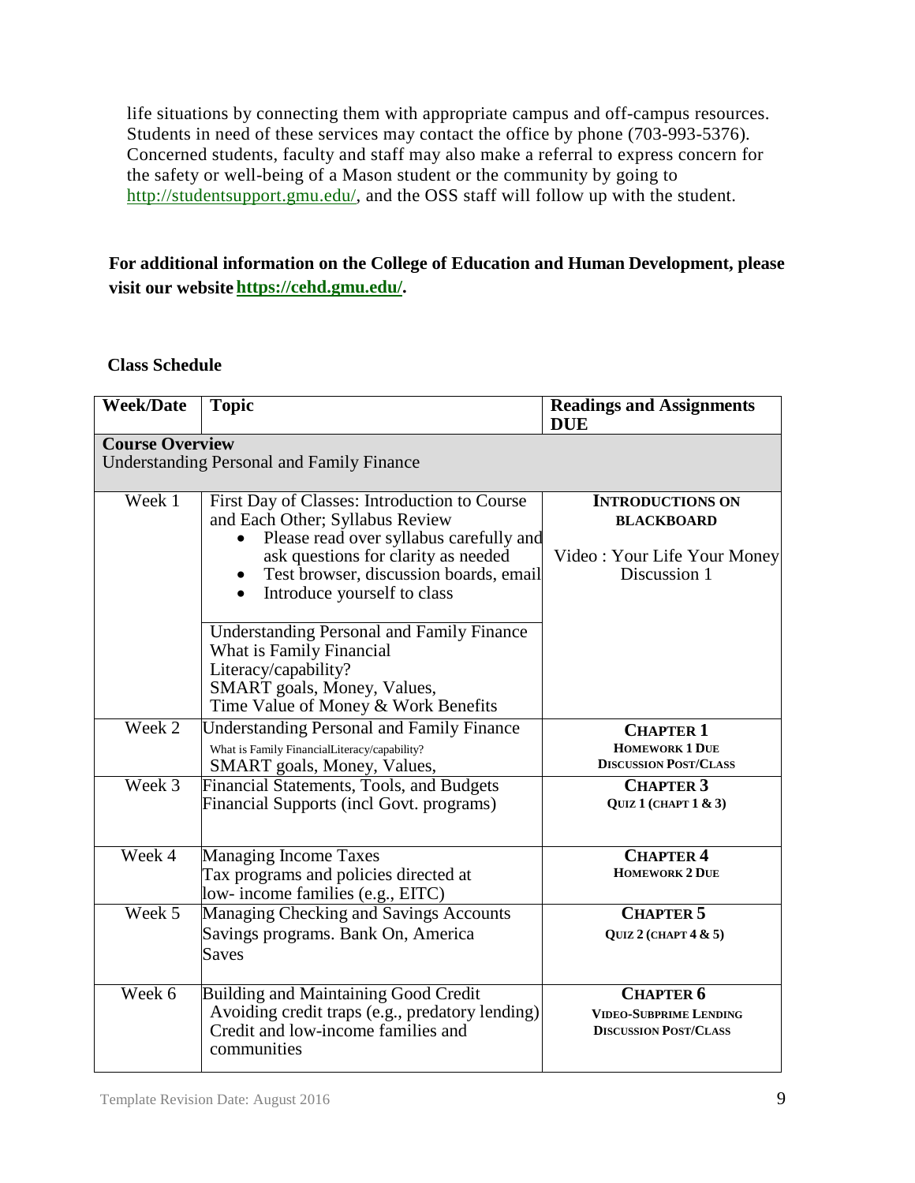life situations by connecting them with appropriate campus and off-campus resources. Students in need of these services may contact the office by phone (703-993-5376). Concerned students, faculty and staff may also make a referral to express concern for the safety or well-being of a Mason student or the community by going to http://studentsupport.gmu.edu/, and the OSS staff will follow up with the student.

**For additional information on the College of Education and Human Development, please visit our website https://cehd.gmu.edu/.**

## Class Schedule

| Week/Date | Topic | Readings and Assignments DUE |
|---|---|---|
| **Course Overview** Understanding Personal and Family Finance | | |
| Week 1 | First Day of Classes: Introduction to Course and Each Other; Syllabus Review<br>• Please read over syllabus carefully and ask questions for clarity as needed<br>• Test browser, discussion boards, email<br>• Introduce yourself to class<br><br>Understanding Personal and Family Finance What is Family Financial Literacy/capability? SMART goals, Money, Values, Time Value of Money & Work Benefits | **INTRODUCTIONS ON BLACKBOARD**<br><br>Video : Your Life Your Money Discussion 1 |
| Week 2 | Understanding Personal and Family Finance<br>What is Family FinancialLiteracy/capability?<br>SMART goals, Money, Values, | **CHAPTER 1**<br>**HOMEWORK 1 DUE**<br>**DISCUSSION POST/CLASS** |
| Week 3 | Financial Statements, Tools, and Budgets<br>Financial Supports (incl Govt. programs) | **CHAPTER 3**<br>**QUIZ 1 (CHAPT 1 & 3)** |
| Week 4 | Managing Income Taxes<br>Tax programs and policies directed at low- income families (e.g., EITC) | **CHAPTER 4**<br>**HOMEWORK 2 DUE** |
| Week 5 | Managing Checking and Savings Accounts<br>Savings programs. Bank On, America Saves | **CHAPTER 5**<br>**QUIZ 2 (CHAPT 4 & 5)** |
| Week 6 | Building and Maintaining Good Credit<br>Avoiding credit traps (e.g., predatory lending)<br>Credit and low-income families and communities | **CHAPTER 6**<br>**VIDEO-SUBPRIME LENDING**<br>**DISCUSSION POST/CLASS** |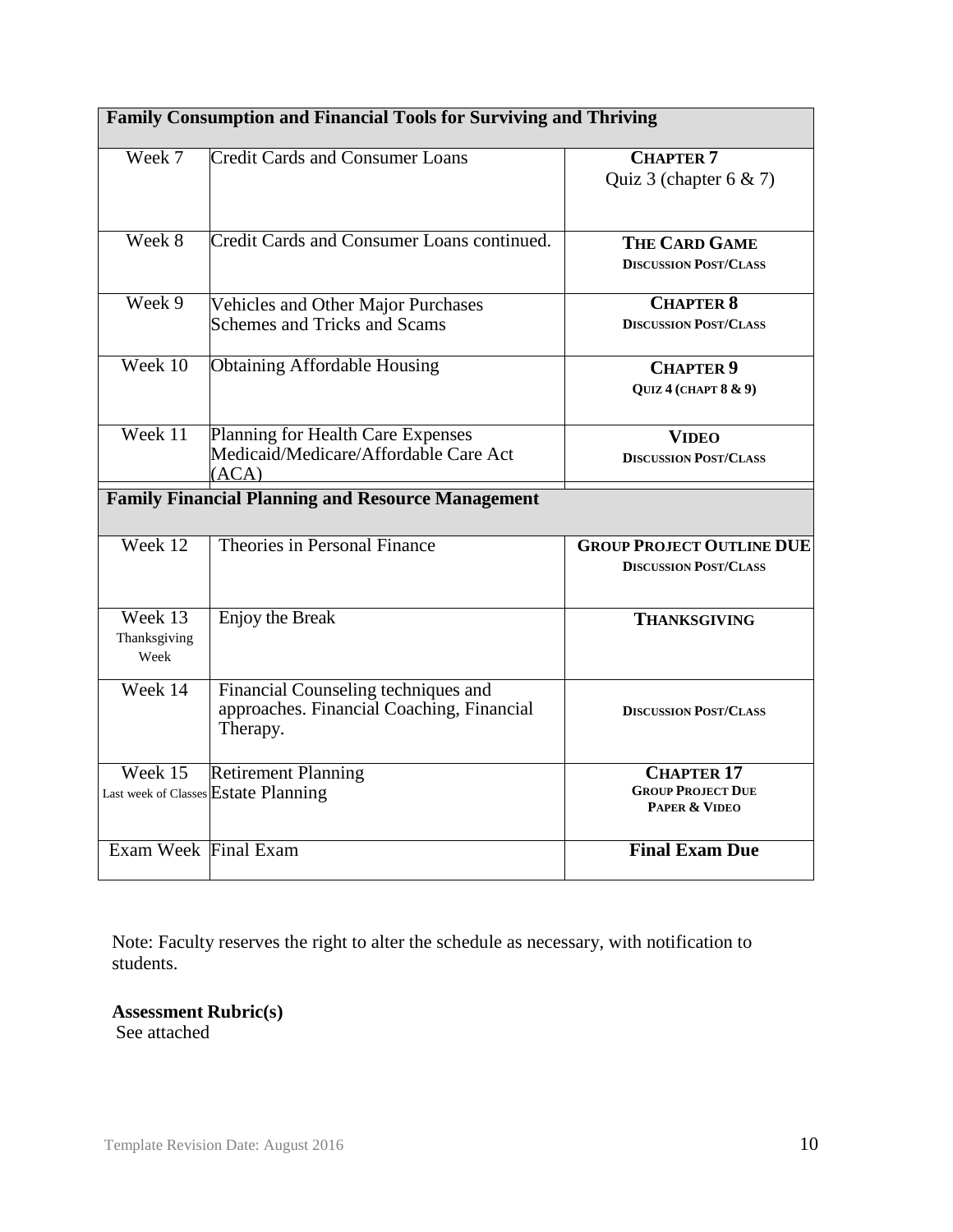| Family Consumption and Financial Tools for Surviving and Thriving | | |
|---|---|---|
| Week 7 | Credit Cards and Consumer Loans | **CHAPTER 7**<br>Quiz 3 (chapter 6 & 7) |
| Week 8 | Credit Cards and Consumer Loans continued. | **THE CARD GAME**<br>**DISCUSSION POST/CLASS** |
| Week 9 | Vehicles and Other Major Purchases<br>Schemes and Tricks and Scams | **CHAPTER 8**<br>**DISCUSSION POST/CLASS** |
| Week 10 | Obtaining Affordable Housing | **CHAPTER 9**<br>**QUIZ 4 (CHAPT 8 & 9)** |
| Week 11 | Planning for Health Care Expenses<br>Medicaid/Medicare/Affordable Care Act (ACA) | **VIDEO**<br>**DISCUSSION POST/CLASS** |
| **Family Financial Planning and Resource Management** | | |
| Week 12 | Theories in Personal Finance | **GROUP PROJECT OUTLINE DUE**<br>**DISCUSSION POST/CLASS** |
| Week 13<br>Thanksgiving Week | Enjoy the Break | **THANKSGIVING** |
| Week 14 | Financial Counseling techniques and approaches. Financial Coaching, Financial Therapy. | **DISCUSSION POST/CLASS** |
| Week 15<br>Last week of Classes | Retirement Planning<br>Estate Planning | **CHAPTER 17**<br>**GROUP PROJECT DUE**<br>**PAPER & VIDEO** |
| Exam Week | Final Exam | **Final Exam Due** |

Note: Faculty reserves the right to alter the schedule as necessary, with notification to students.

**Assessment Rubric(s)**

See attached